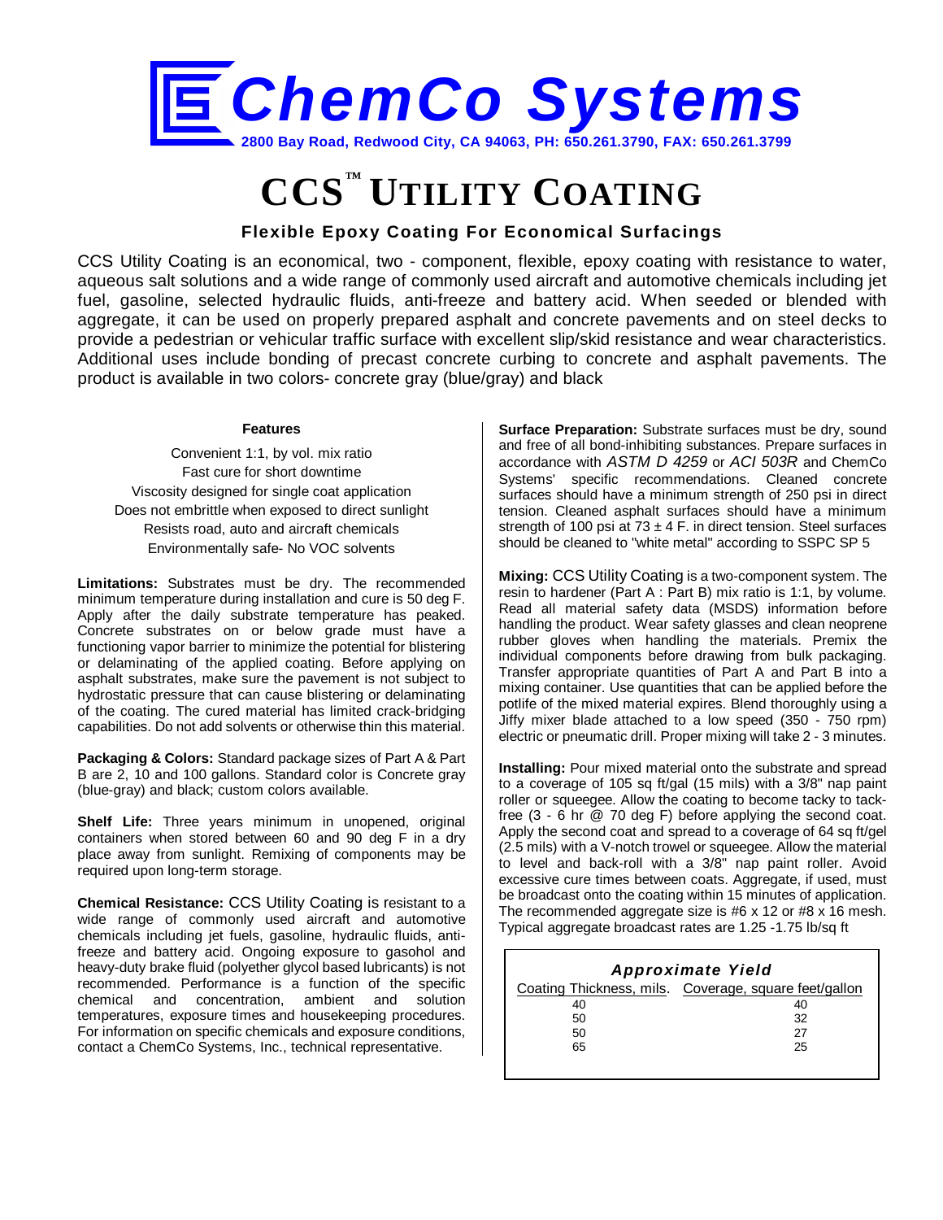# ChemCo Systems

**2800 Bay Road, Redwood City, CA 94063, PH: 650.261.3790, FAX: 650.261.3799**

# CCS™ UTILITY COATING

### Flexible Epoxy Coating For Economical Surfacings

CCS Utility Coating is an economical, two - component, flexible, epoxy coating with resistance to water, aqueous salt solutions and a wide range of commonly used aircraft and automotive chemicals including jet fuel, gasoline, selected hydraulic fluids, anti-freeze and battery acid. When seeded or blended with aggregate, it can be used on properly prepared asphalt and concrete pavements and on steel decks to provide a pedestrian or vehicular traffic surface with excellent slip/skid resistance and wear characteristics. Additional uses include bonding of precast concrete curbing to concrete and asphalt pavements. The product is available in two colors- concrete gray (blue/gray) and black

**Features**

Convenient 1:1, by vol. mix ratio
Fast cure for short downtime
Viscosity designed for single coat application
Does not embrittle when exposed to direct sunlight
Resists road, auto and aircraft chemicals
Environmentally safe- No VOC solvents

**Limitations:** Substrates must be dry. The recommended minimum temperature during installation and cure is 50 deg F. Apply after the daily substrate temperature has peaked. Concrete substrates on or below grade must have a functioning vapor barrier to minimize the potential for blistering or delaminating of the applied coating. Before applying on asphalt substrates, make sure the pavement is not subject to hydrostatic pressure that can cause blistering or delaminating of the coating. The cured material has limited crack-bridging capabilities. Do not add solvents or otherwise thin this material.

**Packaging & Colors:** Standard package sizes of Part A & Part B are 2, 10 and 100 gallons. Standard color is Concrete gray (blue-gray) and black; custom colors available.

**Shelf Life:** Three years minimum in unopened, original containers when stored between 60 and 90 deg F in a dry place away from sunlight. Remixing of components may be required upon long-term storage.

**Chemical Resistance:** CCS Utility Coating is resistant to a wide range of commonly used aircraft and automotive chemicals including jet fuels, gasoline, hydraulic fluids, anti-freeze and battery acid. Ongoing exposure to gasohol and heavy-duty brake fluid (polyether glycol based lubricants) is not recommended. Performance is a function of the specific chemical and concentration, ambient and solution temperatures, exposure times and housekeeping procedures. For information on specific chemicals and exposure conditions, contact a ChemCo Systems, Inc., technical representative.

**Surface Preparation:** Substrate surfaces must be dry, sound and free of all bond-inhibiting substances. Prepare surfaces in accordance with *ASTM D 4259* or *ACI 503R* and ChemCo Systems' specific recommendations. Cleaned concrete surfaces should have a minimum strength of 250 psi in direct tension. Cleaned asphalt surfaces should have a minimum strength of 100 psi at 73 ± 4 F. in direct tension. Steel surfaces should be cleaned to "white metal" according to SSPC SP 5

**Mixing:** CCS Utility Coating is a two-component system. The resin to hardener (Part A : Part B) mix ratio is 1:1, by volume. Read all material safety data (MSDS) information before handling the product. Wear safety glasses and clean neoprene rubber gloves when handling the materials. Premix the individual components before drawing from bulk packaging. Transfer appropriate quantities of Part A and Part B into a mixing container. Use quantities that can be applied before the potlife of the mixed material expires. Blend thoroughly using a Jiffy mixer blade attached to a low speed (350 - 750 rpm) electric or pneumatic drill. Proper mixing will take 2 - 3 minutes.

**Installing:** Pour mixed material onto the substrate and spread to a coverage of 105 sq ft/gal (15 mils) with a 3/8" nap paint roller or squeegee. Allow the coating to become tacky to tack-free (3 - 6 hr @ 70 deg F) before applying the second coat. Apply the second coat and spread to a coverage of 64 sq ft/gel (2.5 mils) with a V-notch trowel or squeegee. Allow the material to level and back-roll with a 3/8" nap paint roller. Avoid excessive cure times between coats. Aggregate, if used, must be broadcast onto the coating within 15 minutes of application. The recommended aggregate size is #6 x 12 or #8 x 16 mesh. Typical aggregate broadcast rates are 1.25 -1.75 lb/sq ft

***Approximate Yield***

| Coating Thickness, mils. | Coverage, square feet/gallon |
|---|---|
| 40 | 40 |
| 50 | 32 |
| 50 | 27 |
| 65 | 25 |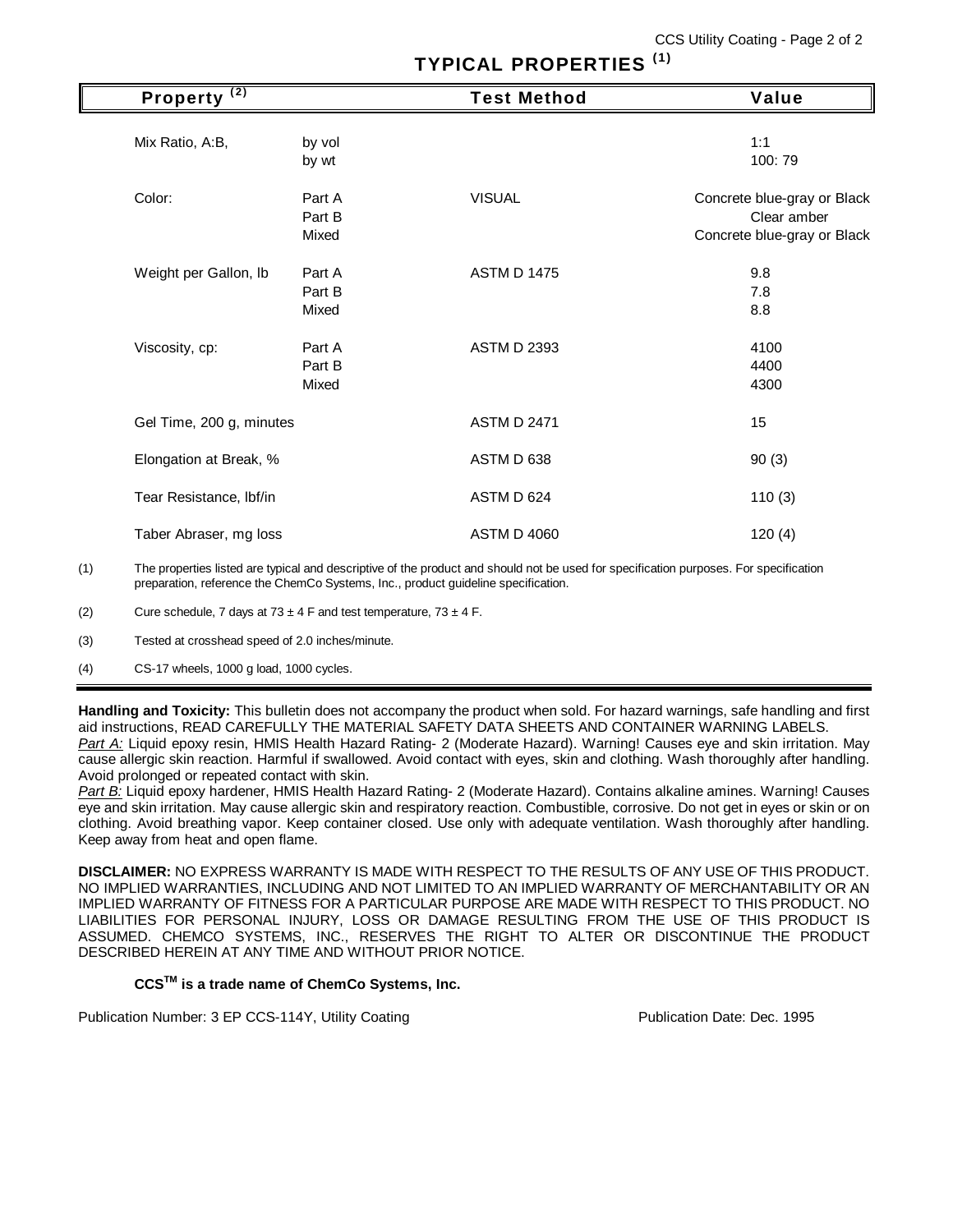## TYPICAL PROPERTIES (1)

| Property (2) | | Test Method | Value |
|---|---|---|---|
| Mix Ratio, A:B, | by vol | | 1:1 |
| | by wt | | 100: 79 |
| Color: | Part A | VISUAL | Concrete blue-gray or Black |
| | Part B | | Clear amber |
| | Mixed | | Concrete blue-gray or Black |
| Weight per Gallon, lb | Part A | ASTM D 1475 | 9.8 |
| | Part B | | 7.8 |
| | Mixed | | 8.8 |
| Viscosity, cp: | Part A | ASTM D 2393 | 4100 |
| | Part B | | 4400 |
| | Mixed | | 4300 |
| Gel Time, 200 g, minutes | | ASTM D 2471 | 15 |
| Elongation at Break, % | | ASTM D 638 | 90 (3) |
| Tear Resistance, lbf/in | | ASTM D 624 | 110 (3) |
| Taber Abraser, mg loss | | ASTM D 4060 | 120 (4) |

(1) The properties listed are typical and descriptive of the product and should not be used for specification purposes. For specification preparation, reference the ChemCo Systems, Inc., product guideline specification.

(2) Cure schedule, 7 days at 73 ± 4 F and test temperature, 73 ± 4 F.

(3) Tested at crosshead speed of 2.0 inches/minute.

(4) CS-17 wheels, 1000 g load, 1000 cycles.

**Handling and Toxicity:** This bulletin does not accompany the product when sold. For hazard warnings, safe handling and first aid instructions, READ CAREFULLY THE MATERIAL SAFETY DATA SHEETS AND CONTAINER WARNING LABELS.
*Part A:* Liquid epoxy resin, HMIS Health Hazard Rating- 2 (Moderate Hazard). Warning! Causes eye and skin irritation. May cause allergic skin reaction. Harmful if swallowed. Avoid contact with eyes, skin and clothing. Wash thoroughly after handling. Avoid prolonged or repeated contact with skin.
*Part B:* Liquid epoxy hardener, HMIS Health Hazard Rating- 2 (Moderate Hazard). Contains alkaline amines. Warning! Causes eye and skin irritation. May cause allergic skin and respiratory reaction. Combustible, corrosive. Do not get in eyes or skin or on clothing. Avoid breathing vapor. Keep container closed. Use only with adequate ventilation. Wash thoroughly after handling. Keep away from heat and open flame.

**DISCLAIMER:** NO EXPRESS WARRANTY IS MADE WITH RESPECT TO THE RESULTS OF ANY USE OF THIS PRODUCT. NO IMPLIED WARRANTIES, INCLUDING AND NOT LIMITED TO AN IMPLIED WARRANTY OF MERCHANTABILITY OR AN IMPLIED WARRANTY OF FITNESS FOR A PARTICULAR PURPOSE ARE MADE WITH RESPECT TO THIS PRODUCT. NO LIABILITIES FOR PERSONAL INJURY, LOSS OR DAMAGE RESULTING FROM THE USE OF THIS PRODUCT IS ASSUMED. CHEMCO SYSTEMS, INC., RESERVES THE RIGHT TO ALTER OR DISCONTINUE THE PRODUCT DESCRIBED HEREIN AT ANY TIME AND WITHOUT PRIOR NOTICE.

**CCS™ is a trade name of ChemCo Systems, Inc.**

Publication Number: 3 EP CCS-114Y, Utility Coating

Publication Date: Dec. 1995